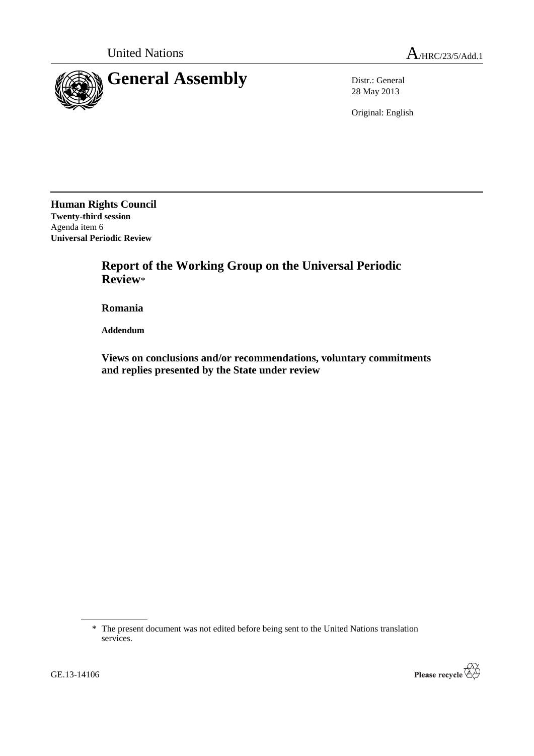United Nations A/HRC/23/5/Add.1

# General Assembly

Distr.: General
28 May 2013

Original: English

**Human Rights Council**
**Twenty-third session**
Agenda item 6
**Universal Periodic Review**

## Report of the Working Group on the Universal Periodic Review*

### Romania

**Addendum**

### Views on conclusions and/or recommendations, voluntary commitments and replies presented by the State under review

\* The present document was not edited before being sent to the United Nations translation services.

GE.13-14106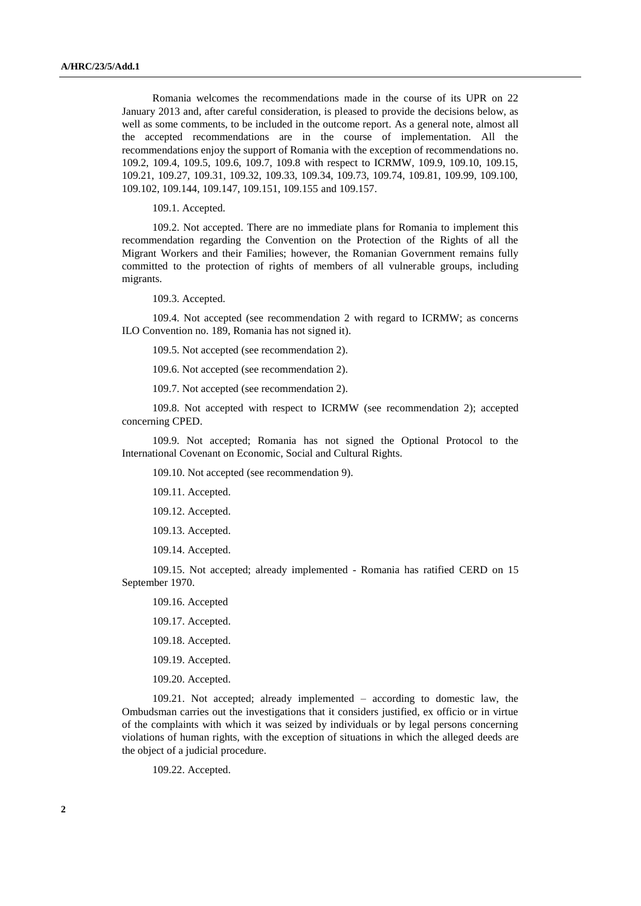Romania welcomes the recommendations made in the course of its UPR on 22 January 2013 and, after careful consideration, is pleased to provide the decisions below, as well as some comments, to be included in the outcome report. As a general note, almost all the accepted recommendations are in the course of implementation. All the recommendations enjoy the support of Romania with the exception of recommendations no. 109.2, 109.4, 109.5, 109.6, 109.7, 109.8 with respect to ICRMW, 109.9, 109.10, 109.15, 109.21, 109.27, 109.31, 109.32, 109.33, 109.34, 109.73, 109.74, 109.81, 109.99, 109.100, 109.102, 109.144, 109.147, 109.151, 109.155 and 109.157.

109.1. Accepted.

109.2. Not accepted. There are no immediate plans for Romania to implement this recommendation regarding the Convention on the Protection of the Rights of all the Migrant Workers and their Families; however, the Romanian Government remains fully committed to the protection of rights of members of all vulnerable groups, including migrants.

109.3. Accepted.

109.4. Not accepted (see recommendation 2 with regard to ICRMW; as concerns ILO Convention no. 189, Romania has not signed it).

109.5. Not accepted (see recommendation 2).

109.6. Not accepted (see recommendation 2).

109.7. Not accepted (see recommendation 2).

109.8. Not accepted with respect to ICRMW (see recommendation 2); accepted concerning CPED.

109.9. Not accepted; Romania has not signed the Optional Protocol to the International Covenant on Economic, Social and Cultural Rights.

109.10. Not accepted (see recommendation 9).

109.11. Accepted.

109.12. Accepted.

109.13. Accepted.

109.14. Accepted.

109.15. Not accepted; already implemented - Romania has ratified CERD on 15 September 1970.

109.16. Accepted

109.17. Accepted.

109.18. Accepted.

109.19. Accepted.

109.20. Accepted.

109.21. Not accepted; already implemented – according to domestic law, the Ombudsman carries out the investigations that it considers justified, ex officio or in virtue of the complaints with which it was seized by individuals or by legal persons concerning violations of human rights, with the exception of situations in which the alleged deeds are the object of a judicial procedure.

109.22. Accepted.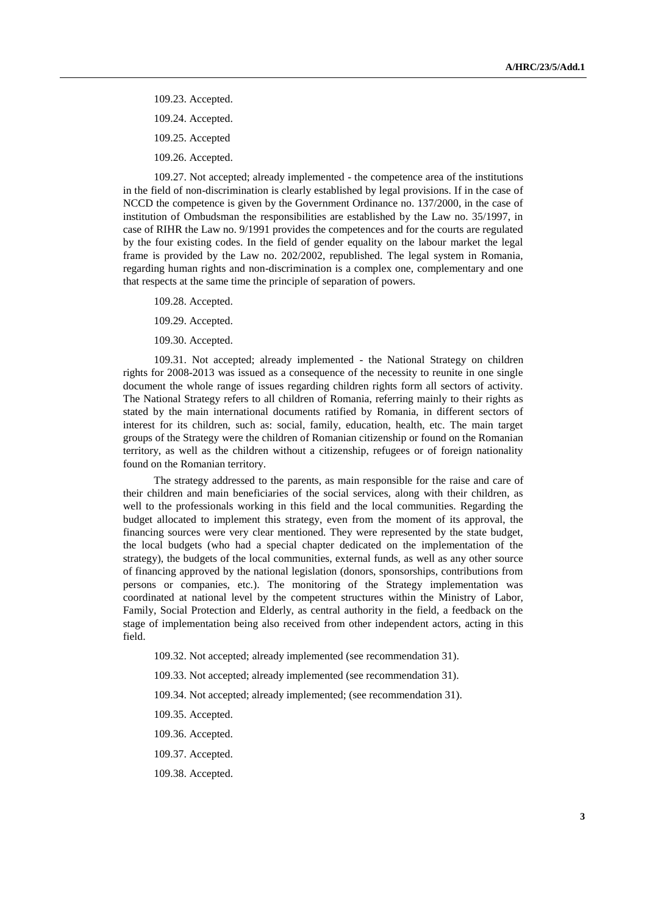109.23. Accepted.

109.24. Accepted.

109.25. Accepted

109.26. Accepted.

109.27. Not accepted; already implemented - the competence area of the institutions in the field of non-discrimination is clearly established by legal provisions. If in the case of NCCD the competence is given by the Government Ordinance no. 137/2000, in the case of institution of Ombudsman the responsibilities are established by the Law no. 35/1997, in case of RIHR the Law no. 9/1991 provides the competences and for the courts are regulated by the four existing codes. In the field of gender equality on the labour market the legal frame is provided by the Law no. 202/2002, republished. The legal system in Romania, regarding human rights and non-discrimination is a complex one, complementary and one that respects at the same time the principle of separation of powers.

109.28. Accepted.

109.29. Accepted.

109.30. Accepted.

109.31. Not accepted; already implemented - the National Strategy on children rights for 2008-2013 was issued as a consequence of the necessity to reunite in one single document the whole range of issues regarding children rights form all sectors of activity. The National Strategy refers to all children of Romania, referring mainly to their rights as stated by the main international documents ratified by Romania, in different sectors of interest for its children, such as: social, family, education, health, etc. The main target groups of the Strategy were the children of Romanian citizenship or found on the Romanian territory, as well as the children without a citizenship, refugees or of foreign nationality found on the Romanian territory.

The strategy addressed to the parents, as main responsible for the raise and care of their children and main beneficiaries of the social services, along with their children, as well to the professionals working in this field and the local communities. Regarding the budget allocated to implement this strategy, even from the moment of its approval, the financing sources were very clear mentioned. They were represented by the state budget, the local budgets (who had a special chapter dedicated on the implementation of the strategy), the budgets of the local communities, external funds, as well as any other source of financing approved by the national legislation (donors, sponsorships, contributions from persons or companies, etc.). The monitoring of the Strategy implementation was coordinated at national level by the competent structures within the Ministry of Labor, Family, Social Protection and Elderly, as central authority in the field, a feedback on the stage of implementation being also received from other independent actors, acting in this field.

109.32. Not accepted; already implemented (see recommendation 31).

109.33. Not accepted; already implemented (see recommendation 31).

109.34. Not accepted; already implemented; (see recommendation 31).

109.35. Accepted.

109.36. Accepted.

109.37. Accepted.

109.38. Accepted.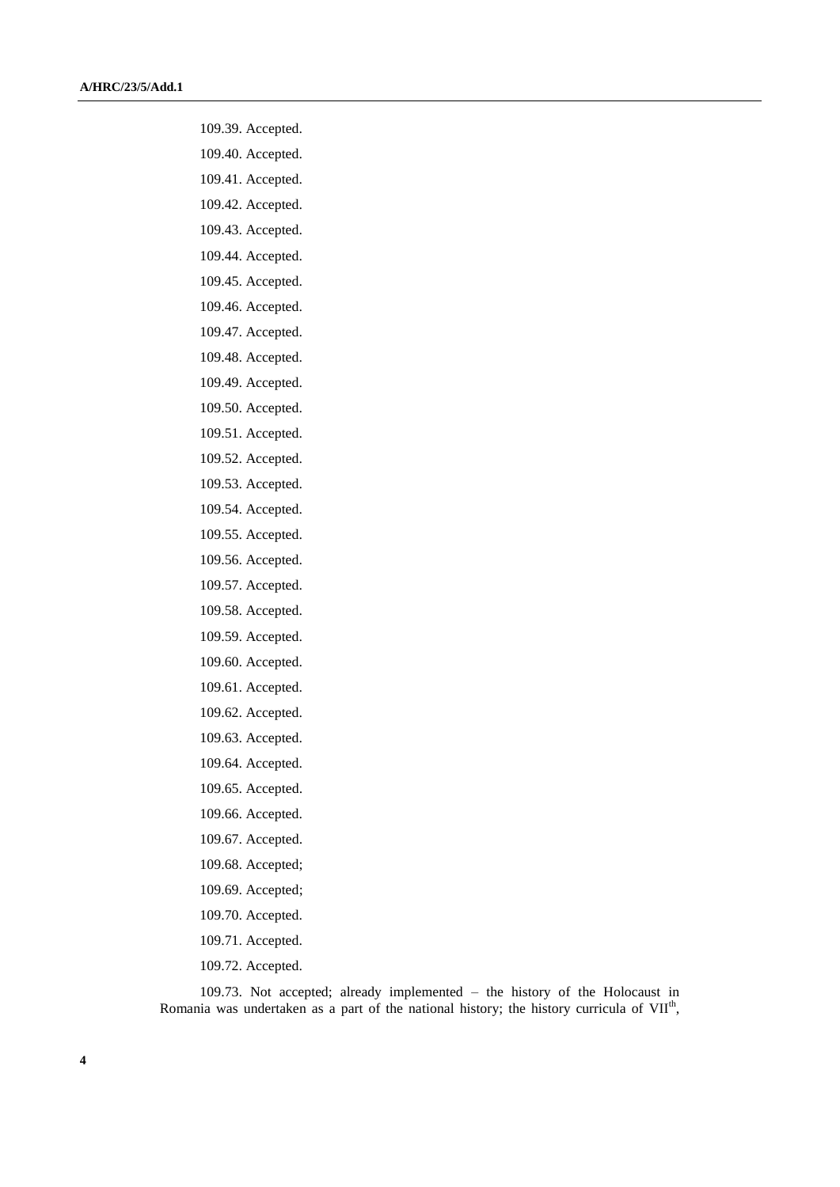109.39. Accepted.

109.40. Accepted.

109.41. Accepted.

109.42. Accepted.

109.43. Accepted.

109.44. Accepted.

109.45. Accepted.

109.46. Accepted.

109.47. Accepted.

109.48. Accepted.

109.49. Accepted.

109.50. Accepted.

109.51. Accepted.

109.52. Accepted.

109.53. Accepted.

109.54. Accepted.

109.55. Accepted.

109.56. Accepted.

109.57. Accepted.

109.58. Accepted.

109.59. Accepted.

109.60. Accepted.

109.61. Accepted.

109.62. Accepted.

109.63. Accepted.

109.64. Accepted.

109.65. Accepted.

109.66. Accepted.

109.67. Accepted.

109.68. Accepted;

109.69. Accepted;

109.70. Accepted.

109.71. Accepted.

109.72. Accepted.

109.73. Not accepted; already implemented – the history of the Holocaust in Romania was undertaken as a part of the national history; the history curricula of VII[th],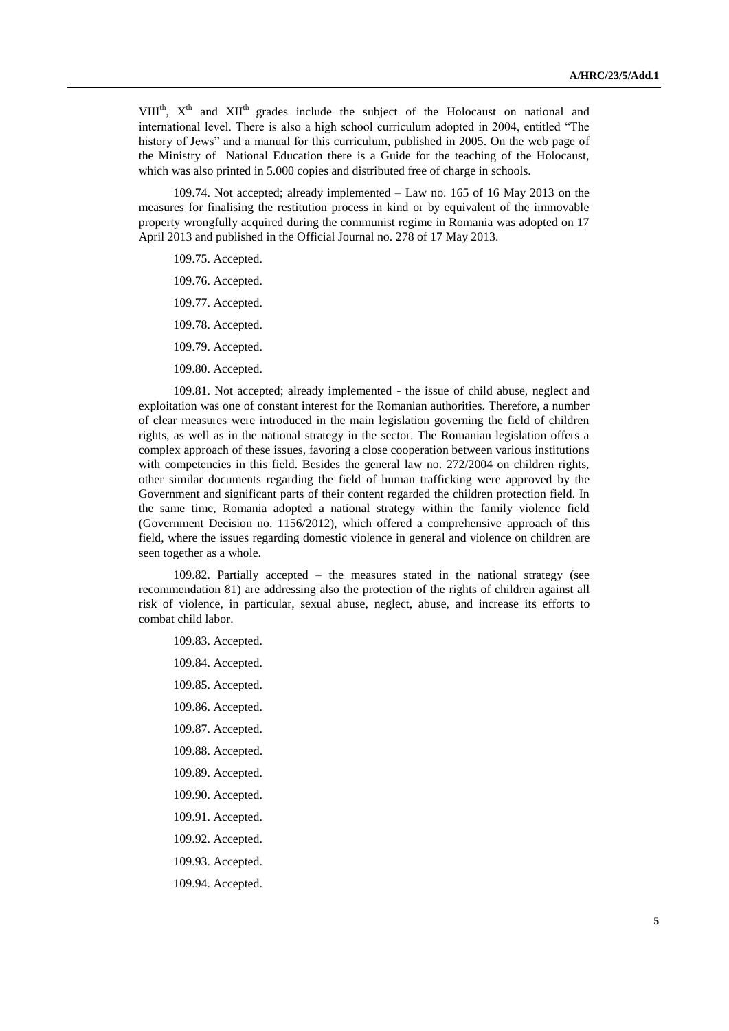VIII[th], X[th] and XII[th] grades include the subject of the Holocaust on national and international level. There is also a high school curriculum adopted in 2004, entitled "The history of Jews" and a manual for this curriculum, published in 2005. On the web page of the Ministry of National Education there is a Guide for the teaching of the Holocaust, which was also printed in 5.000 copies and distributed free of charge in schools.

109.74. Not accepted; already implemented – Law no. 165 of 16 May 2013 on the measures for finalising the restitution process in kind or by equivalent of the immovable property wrongfully acquired during the communist regime in Romania was adopted on 17 April 2013 and published in the Official Journal no. 278 of 17 May 2013.

109.75. Accepted.

109.76. Accepted.

109.77. Accepted.

109.78. Accepted.

109.79. Accepted.

109.80. Accepted.

109.81. Not accepted; already implemented - the issue of child abuse, neglect and exploitation was one of constant interest for the Romanian authorities. Therefore, a number of clear measures were introduced in the main legislation governing the field of children rights, as well as in the national strategy in the sector. The Romanian legislation offers a complex approach of these issues, favoring a close cooperation between various institutions with competencies in this field. Besides the general law no. 272/2004 on children rights, other similar documents regarding the field of human trafficking were approved by the Government and significant parts of their content regarded the children protection field. In the same time, Romania adopted a national strategy within the family violence field (Government Decision no. 1156/2012), which offered a comprehensive approach of this field, where the issues regarding domestic violence in general and violence on children are seen together as a whole.

109.82. Partially accepted – the measures stated in the national strategy (see recommendation 81) are addressing also the protection of the rights of children against all risk of violence, in particular, sexual abuse, neglect, abuse, and increase its efforts to combat child labor.

109.83. Accepted.

109.84. Accepted.

109.85. Accepted.

109.86. Accepted.

109.87. Accepted.

109.88. Accepted.

109.89. Accepted.

109.90. Accepted.

109.91. Accepted.

109.92. Accepted.

109.93. Accepted.

109.94. Accepted.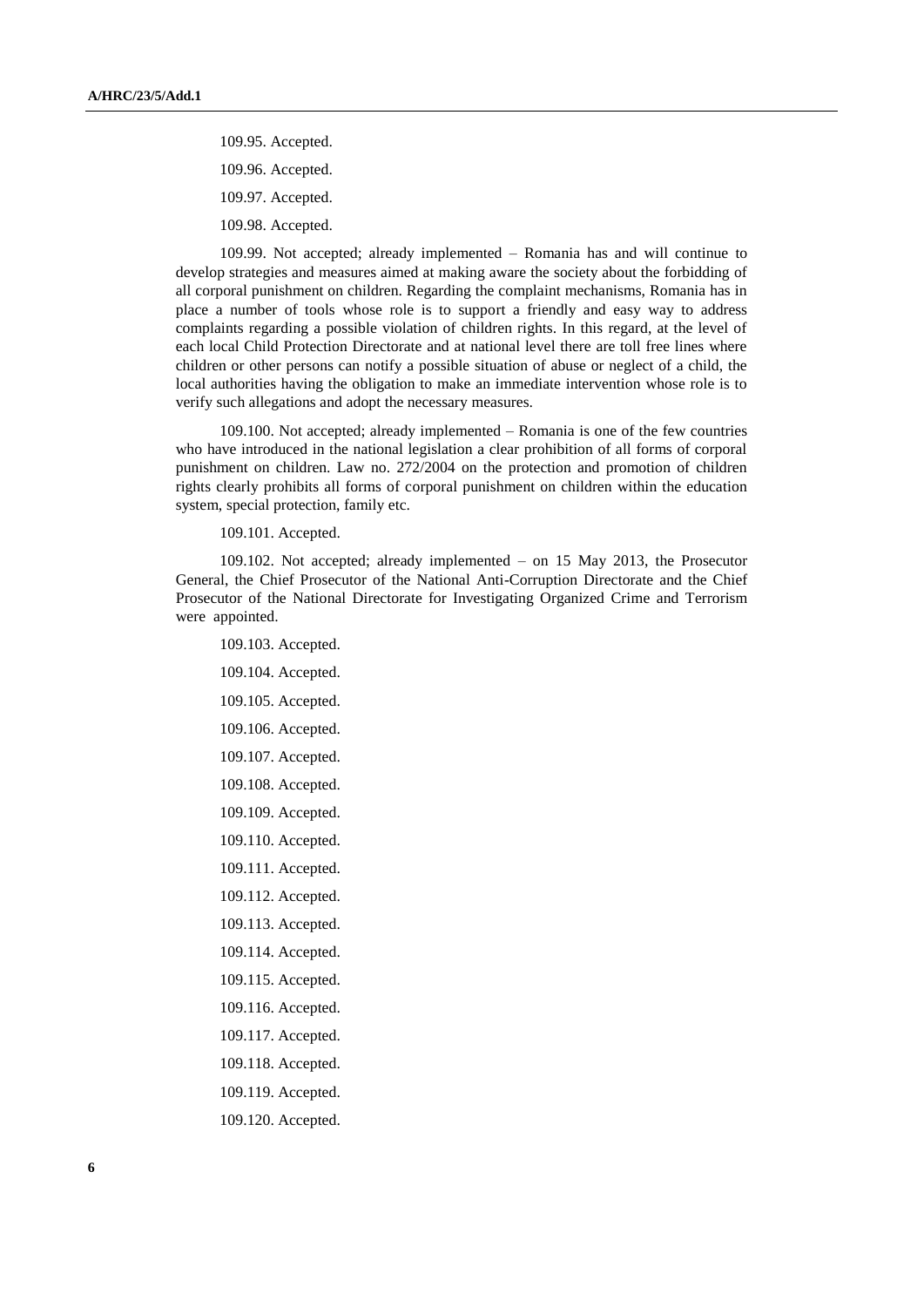109.95. Accepted.

109.96. Accepted.

109.97. Accepted.

109.98. Accepted.

109.99. Not accepted; already implemented – Romania has and will continue to develop strategies and measures aimed at making aware the society about the forbidding of all corporal punishment on children. Regarding the complaint mechanisms, Romania has in place a number of tools whose role is to support a friendly and easy way to address complaints regarding a possible violation of children rights. In this regard, at the level of each local Child Protection Directorate and at national level there are toll free lines where children or other persons can notify a possible situation of abuse or neglect of a child, the local authorities having the obligation to make an immediate intervention whose role is to verify such allegations and adopt the necessary measures.

109.100. Not accepted; already implemented – Romania is one of the few countries who have introduced in the national legislation a clear prohibition of all forms of corporal punishment on children. Law no. 272/2004 on the protection and promotion of children rights clearly prohibits all forms of corporal punishment on children within the education system, special protection, family etc.

109.101. Accepted.

109.102. Not accepted; already implemented – on 15 May 2013, the Prosecutor General, the Chief Prosecutor of the National Anti-Corruption Directorate and the Chief Prosecutor of the National Directorate for Investigating Organized Crime and Terrorism were appointed.

109.103. Accepted.

109.104. Accepted.

109.105. Accepted.

109.106. Accepted.

109.107. Accepted.

109.108. Accepted.

109.109. Accepted.

109.110. Accepted.

109.111. Accepted.

109.112. Accepted.

109.113. Accepted.

109.114. Accepted.

109.115. Accepted.

109.116. Accepted.

109.117. Accepted.

109.118. Accepted.

109.119. Accepted.

109.120. Accepted.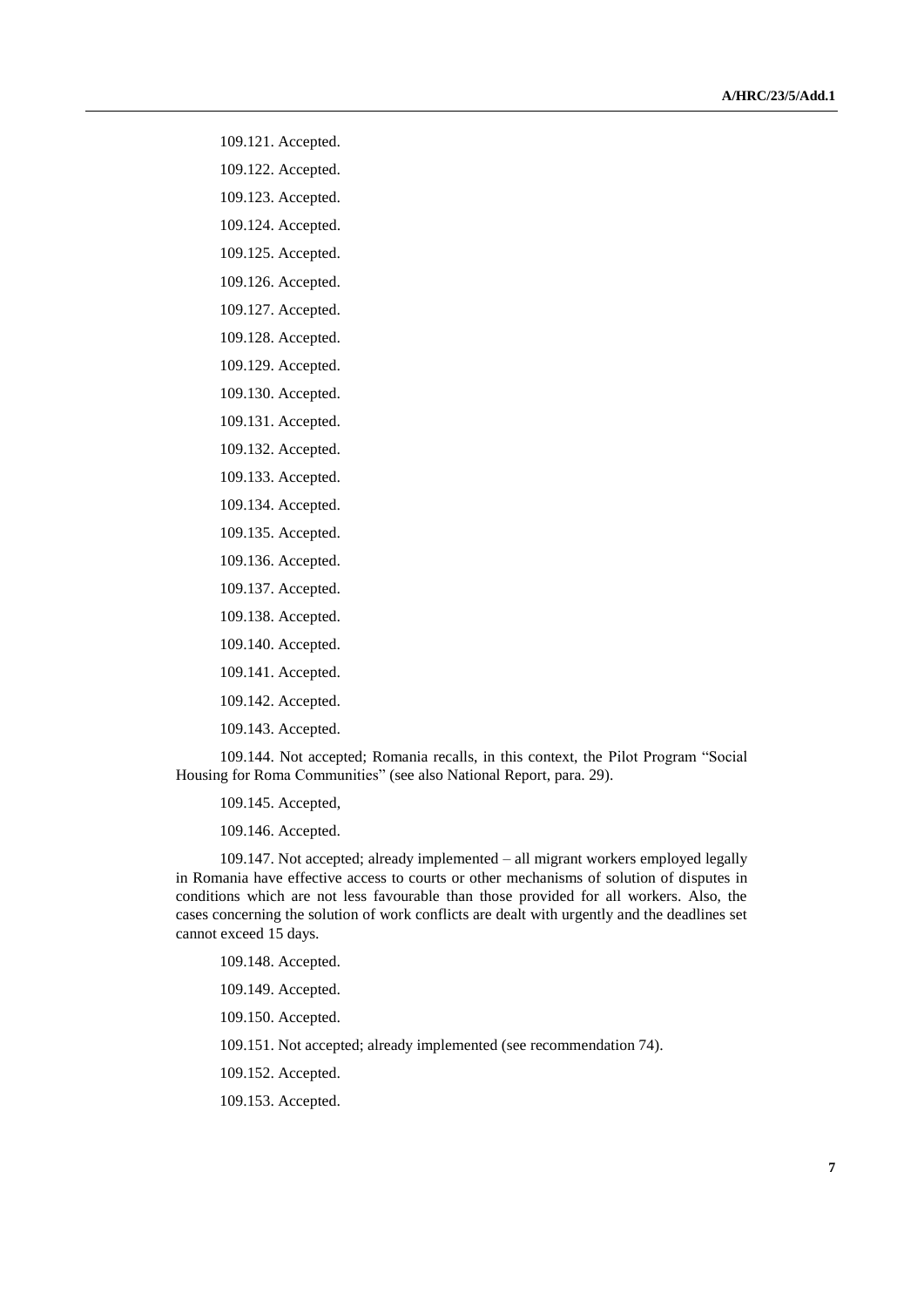109.121. Accepted.

109.122. Accepted.

109.123. Accepted.

109.124. Accepted.

109.125. Accepted.

109.126. Accepted.

109.127. Accepted.

109.128. Accepted.

109.129. Accepted.

109.130. Accepted.

109.131. Accepted.

109.132. Accepted.

109.133. Accepted.

109.134. Accepted.

109.135. Accepted.

109.136. Accepted.

109.137. Accepted.

109.138. Accepted.

109.140. Accepted.

109.141. Accepted.

109.142. Accepted.

109.143. Accepted.

109.144. Not accepted; Romania recalls, in this context, the Pilot Program "Social Housing for Roma Communities" (see also National Report, para. 29).

109.145. Accepted,

109.146. Accepted.

109.147. Not accepted; already implemented – all migrant workers employed legally in Romania have effective access to courts or other mechanisms of solution of disputes in conditions which are not less favourable than those provided for all workers. Also, the cases concerning the solution of work conflicts are dealt with urgently and the deadlines set cannot exceed 15 days.

109.148. Accepted.

109.149. Accepted.

109.150. Accepted.

109.151. Not accepted; already implemented (see recommendation 74).

109.152. Accepted.

109.153. Accepted.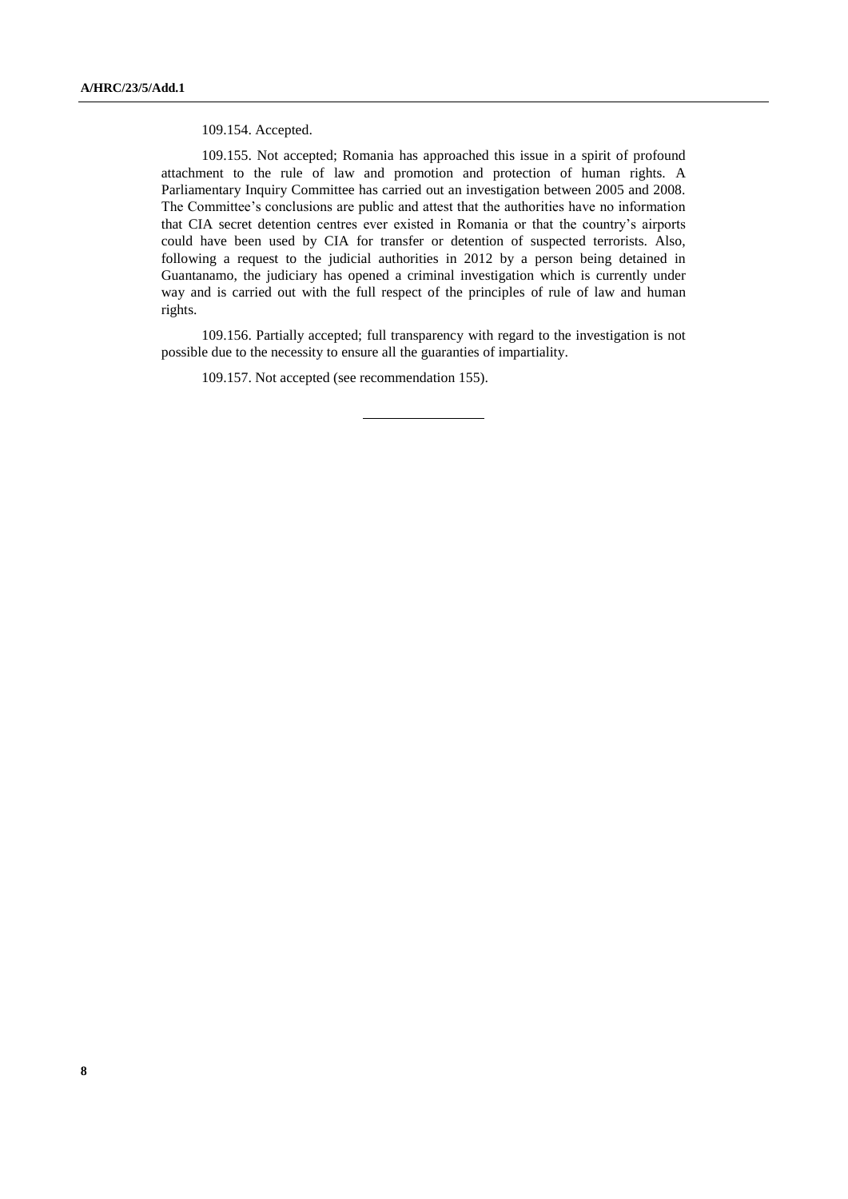109.154. Accepted.

109.155. Not accepted; Romania has approached this issue in a spirit of profound attachment to the rule of law and promotion and protection of human rights. A Parliamentary Inquiry Committee has carried out an investigation between 2005 and 2008. The Committee's conclusions are public and attest that the authorities have no information that CIA secret detention centres ever existed in Romania or that the country's airports could have been used by CIA for transfer or detention of suspected terrorists. Also, following a request to the judicial authorities in 2012 by a person being detained in Guantanamo, the judiciary has opened a criminal investigation which is currently under way and is carried out with the full respect of the principles of rule of law and human rights.

109.156. Partially accepted; full transparency with regard to the investigation is not possible due to the necessity to ensure all the guaranties of impartiality.

109.157. Not accepted (see recommendation 155).